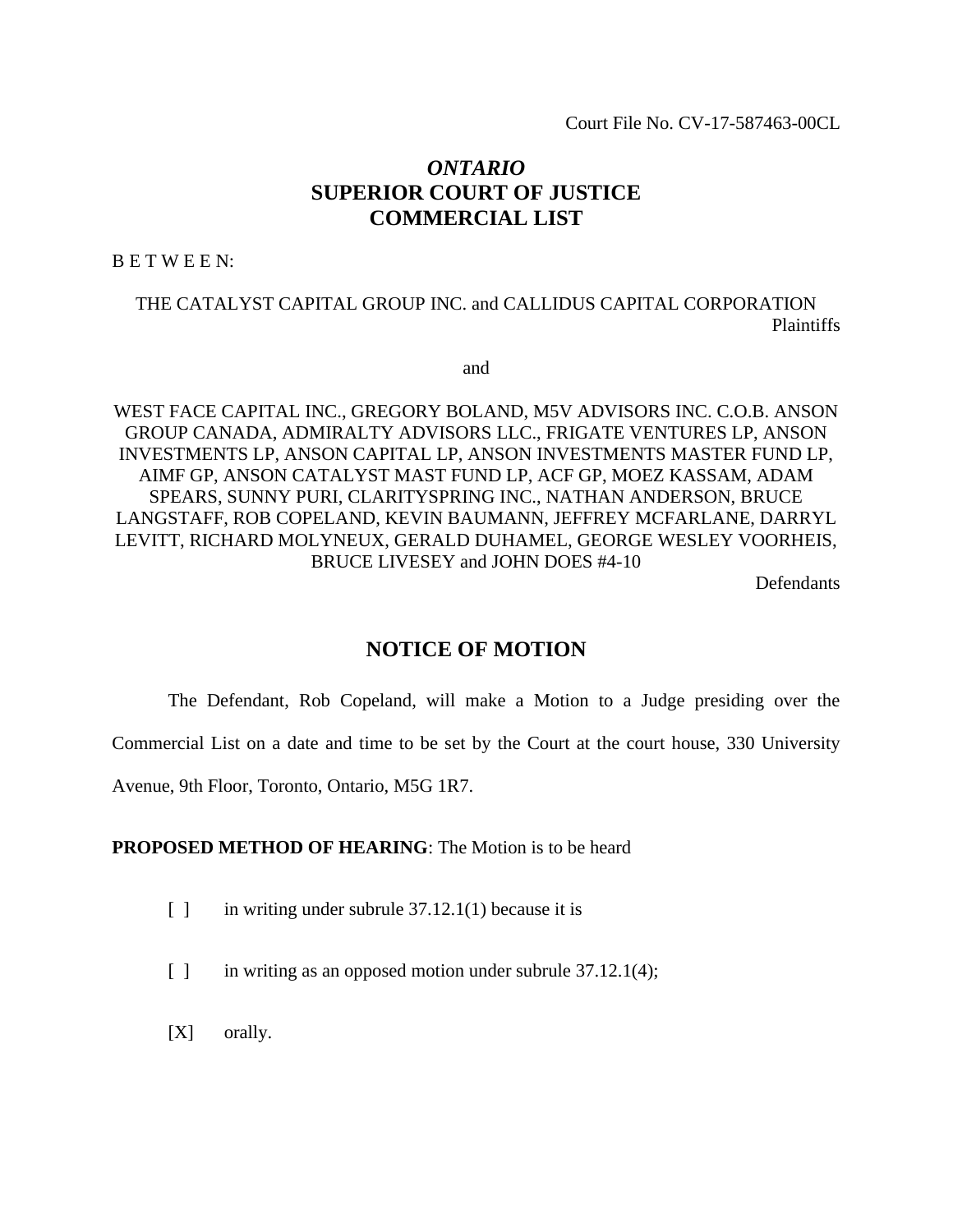Court File No. CV-17-587463-00CL

# *ONTARIO*
# SUPERIOR COURT OF JUSTICE
# COMMERCIAL LIST

B E T W E E N:

THE CATALYST CAPITAL GROUP INC. and CALLIDUS CAPITAL CORPORATION

Plaintiffs

and

WEST FACE CAPITAL INC., GREGORY BOLAND, M5V ADVISORS INC. C.O.B. ANSON GROUP CANADA, ADMIRALTY ADVISORS LLC., FRIGATE VENTURES LP, ANSON INVESTMENTS LP, ANSON CAPITAL LP, ANSON INVESTMENTS MASTER FUND LP, AIMF GP, ANSON CATALYST MAST FUND LP, ACF GP, MOEZ KASSAM, ADAM SPEARS, SUNNY PURI, CLARITYSPRING INC., NATHAN ANDERSON, BRUCE LANGSTAFF, ROB COPELAND, KEVIN BAUMANN, JEFFREY MCFARLANE, DARRYL LEVITT, RICHARD MOLYNEUX, GERALD DUHAMEL, GEORGE WESLEY VOORHEIS, BRUCE LIVESEY and JOHN DOES #4-10

Defendants

## NOTICE OF MOTION

The Defendant, Rob Copeland, will make a Motion to a Judge presiding over the Commercial List on a date and time to be set by the Court at the court house, 330 University Avenue, 9th Floor, Toronto, Ontario, M5G 1R7.

**PROPOSED METHOD OF HEARING**: The Motion is to be heard

[ ] in writing under subrule 37.12.1(1) because it is

[ ] in writing as an opposed motion under subrule 37.12.1(4);

[X] orally.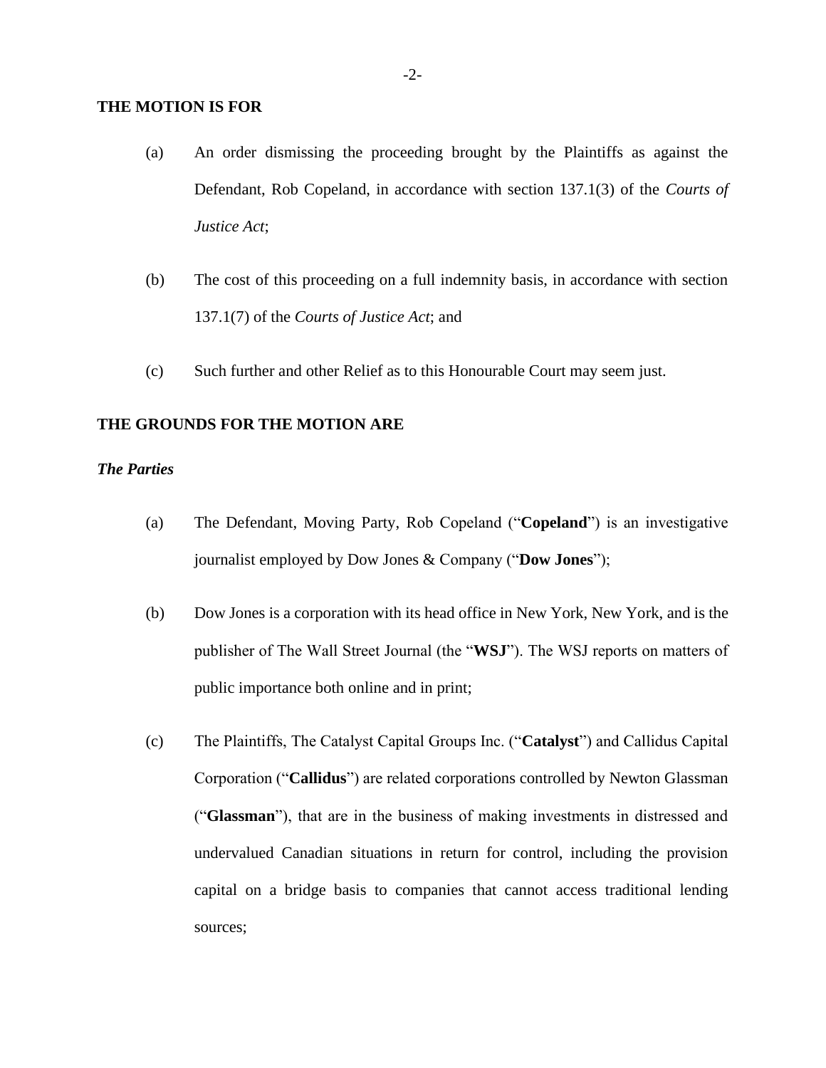**THE MOTION IS FOR**

(a) An order dismissing the proceeding brought by the Plaintiffs as against the Defendant, Rob Copeland, in accordance with section 137.1(3) of the *Courts of Justice Act*;

(b) The cost of this proceeding on a full indemnity basis, in accordance with section 137.1(7) of the *Courts of Justice Act*; and

(c) Such further and other Relief as to this Honourable Court may seem just.

**THE GROUNDS FOR THE MOTION ARE**

***The Parties***

(a) The Defendant, Moving Party, Rob Copeland ("**Copeland**") is an investigative journalist employed by Dow Jones & Company ("**Dow Jones**");

(b) Dow Jones is a corporation with its head office in New York, New York, and is the publisher of The Wall Street Journal (the "**WSJ**"). The WSJ reports on matters of public importance both online and in print;

(c) The Plaintiffs, The Catalyst Capital Groups Inc. ("**Catalyst**") and Callidus Capital Corporation ("**Callidus**") are related corporations controlled by Newton Glassman ("**Glassman**"), that are in the business of making investments in distressed and undervalued Canadian situations in return for control, including the provision capital on a bridge basis to companies that cannot access traditional lending sources;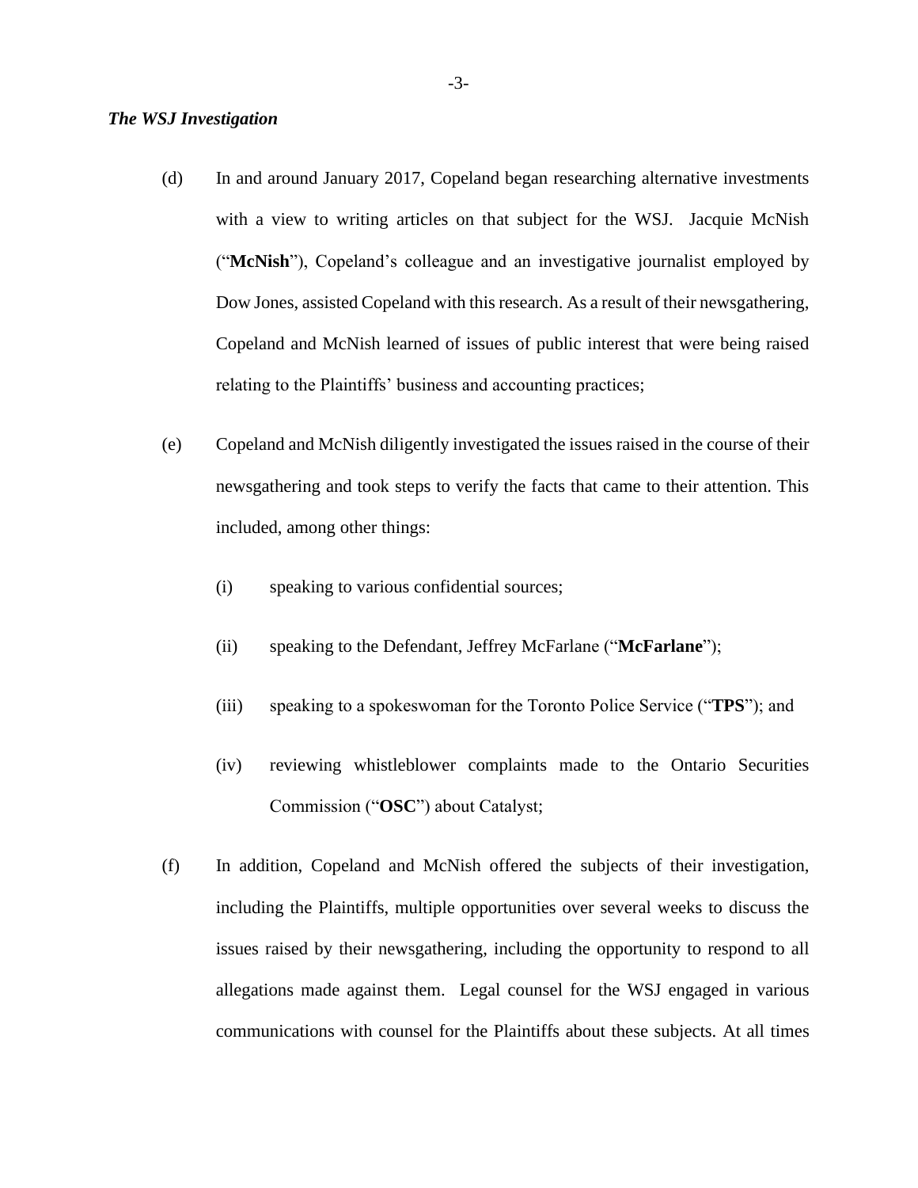***The WSJ Investigation***

(d) In and around January 2017, Copeland began researching alternative investments with a view to writing articles on that subject for the WSJ. Jacquie McNish ("**McNish**"), Copeland's colleague and an investigative journalist employed by Dow Jones, assisted Copeland with this research. As a result of their newsgathering, Copeland and McNish learned of issues of public interest that were being raised relating to the Plaintiffs' business and accounting practices;

(e) Copeland and McNish diligently investigated the issues raised in the course of their newsgathering and took steps to verify the facts that came to their attention. This included, among other things:

(i) speaking to various confidential sources;

(ii) speaking to the Defendant, Jeffrey McFarlane ("**McFarlane**");

(iii) speaking to a spokeswoman for the Toronto Police Service ("**TPS**"); and

(iv) reviewing whistleblower complaints made to the Ontario Securities Commission ("**OSC**") about Catalyst;

(f) In addition, Copeland and McNish offered the subjects of their investigation, including the Plaintiffs, multiple opportunities over several weeks to discuss the issues raised by their newsgathering, including the opportunity to respond to all allegations made against them. Legal counsel for the WSJ engaged in various communications with counsel for the Plaintiffs about these subjects. At all times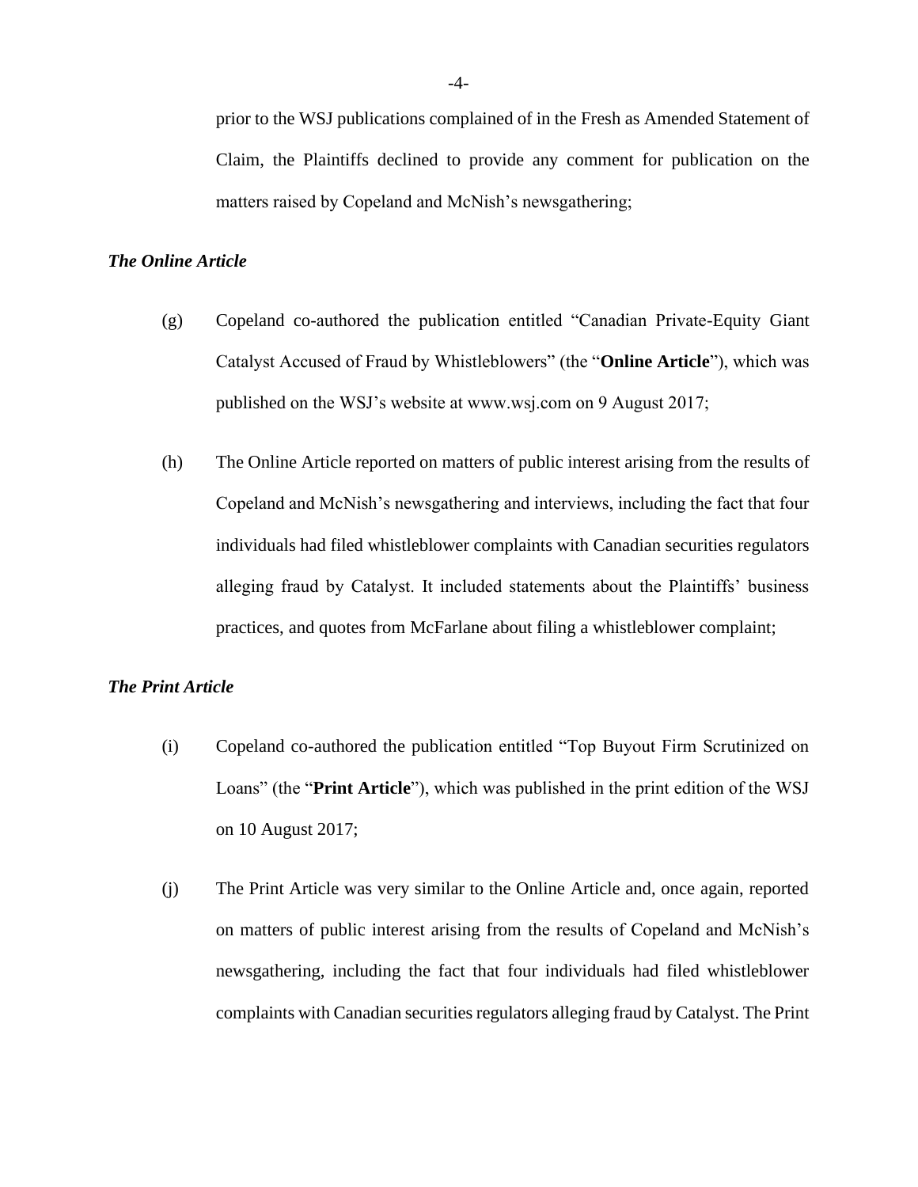prior to the WSJ publications complained of in the Fresh as Amended Statement of Claim, the Plaintiffs declined to provide any comment for publication on the matters raised by Copeland and McNish's newsgathering;

### *The Online Article*

(g) Copeland co-authored the publication entitled "Canadian Private-Equity Giant Catalyst Accused of Fraud by Whistleblowers" (the "**Online Article**"), which was published on the WSJ's website at www.wsj.com on 9 August 2017;

(h) The Online Article reported on matters of public interest arising from the results of Copeland and McNish's newsgathering and interviews, including the fact that four individuals had filed whistleblower complaints with Canadian securities regulators alleging fraud by Catalyst. It included statements about the Plaintiffs' business practices, and quotes from McFarlane about filing a whistleblower complaint;

### *The Print Article*

(i) Copeland co-authored the publication entitled "Top Buyout Firm Scrutinized on Loans" (the "**Print Article**"), which was published in the print edition of the WSJ on 10 August 2017;

(j) The Print Article was very similar to the Online Article and, once again, reported on matters of public interest arising from the results of Copeland and McNish's newsgathering, including the fact that four individuals had filed whistleblower complaints with Canadian securities regulators alleging fraud by Catalyst. The Print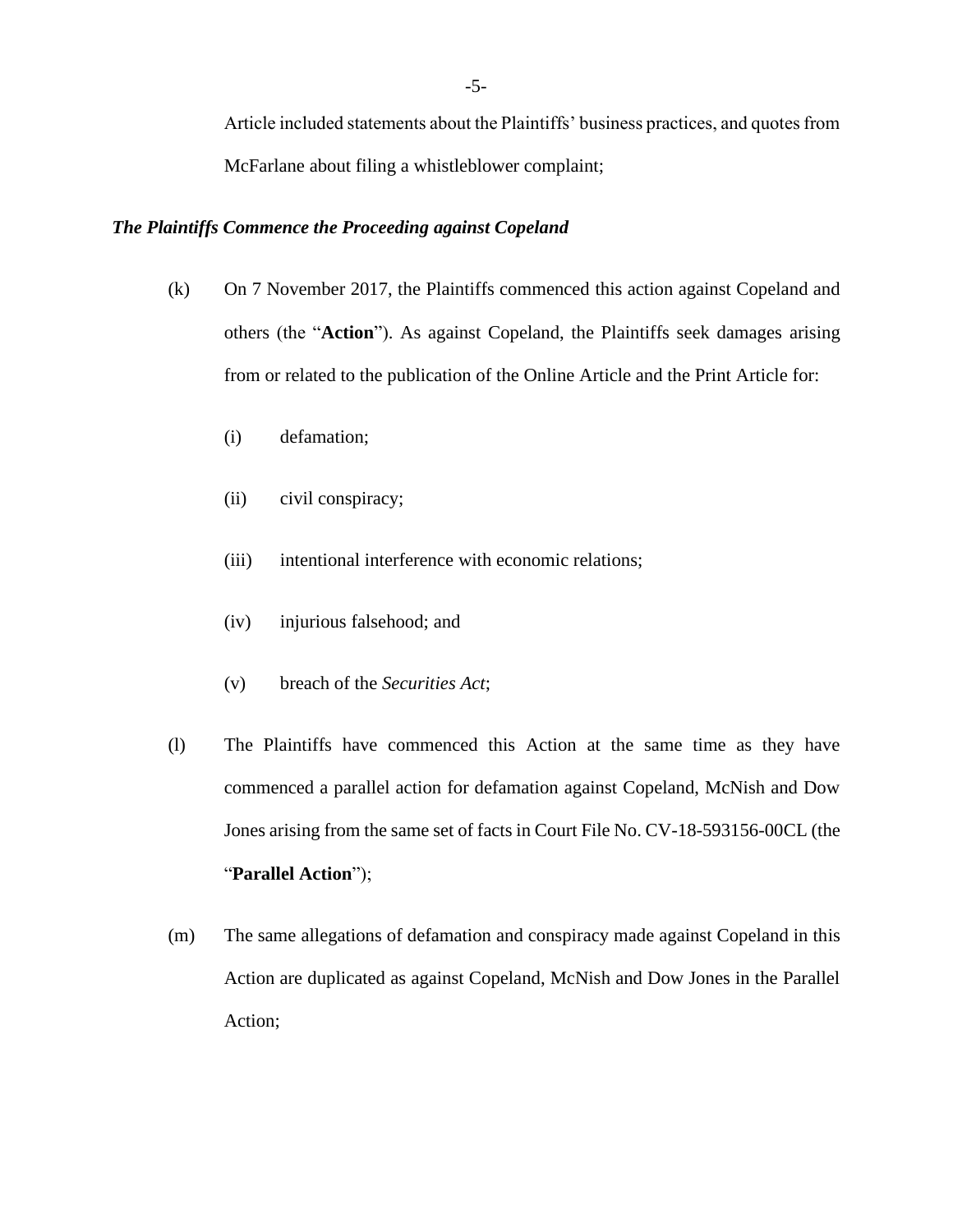Article included statements about the Plaintiffs' business practices, and quotes from McFarlane about filing a whistleblower complaint;

***The Plaintiffs Commence the Proceeding against Copeland***

(k) On 7 November 2017, the Plaintiffs commenced this action against Copeland and others (the "**Action**"). As against Copeland, the Plaintiffs seek damages arising from or related to the publication of the Online Article and the Print Article for:

(i) defamation;

(ii) civil conspiracy;

(iii) intentional interference with economic relations;

(iv) injurious falsehood; and

(v) breach of the *Securities Act*;

(l) The Plaintiffs have commenced this Action at the same time as they have commenced a parallel action for defamation against Copeland, McNish and Dow Jones arising from the same set of facts in Court File No. CV-18-593156-00CL (the "**Parallel Action**");

(m) The same allegations of defamation and conspiracy made against Copeland in this Action are duplicated as against Copeland, McNish and Dow Jones in the Parallel Action;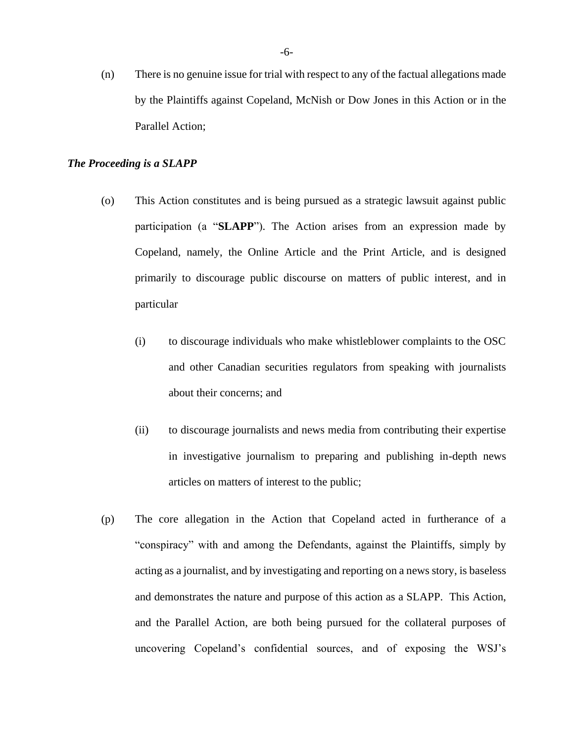(n) There is no genuine issue for trial with respect to any of the factual allegations made by the Plaintiffs against Copeland, McNish or Dow Jones in this Action or in the Parallel Action;

***The Proceeding is a SLAPP***

(o) This Action constitutes and is being pursued as a strategic lawsuit against public participation (a "**SLAPP**"). The Action arises from an expression made by Copeland, namely, the Online Article and the Print Article, and is designed primarily to discourage public discourse on matters of public interest, and in particular

(i) to discourage individuals who make whistleblower complaints to the OSC and other Canadian securities regulators from speaking with journalists about their concerns; and

(ii) to discourage journalists and news media from contributing their expertise in investigative journalism to preparing and publishing in-depth news articles on matters of interest to the public;

(p) The core allegation in the Action that Copeland acted in furtherance of a "conspiracy" with and among the Defendants, against the Plaintiffs, simply by acting as a journalist, and by investigating and reporting on a news story, is baseless and demonstrates the nature and purpose of this action as a SLAPP. This Action, and the Parallel Action, are both being pursued for the collateral purposes of uncovering Copeland's confidential sources, and of exposing the WSJ's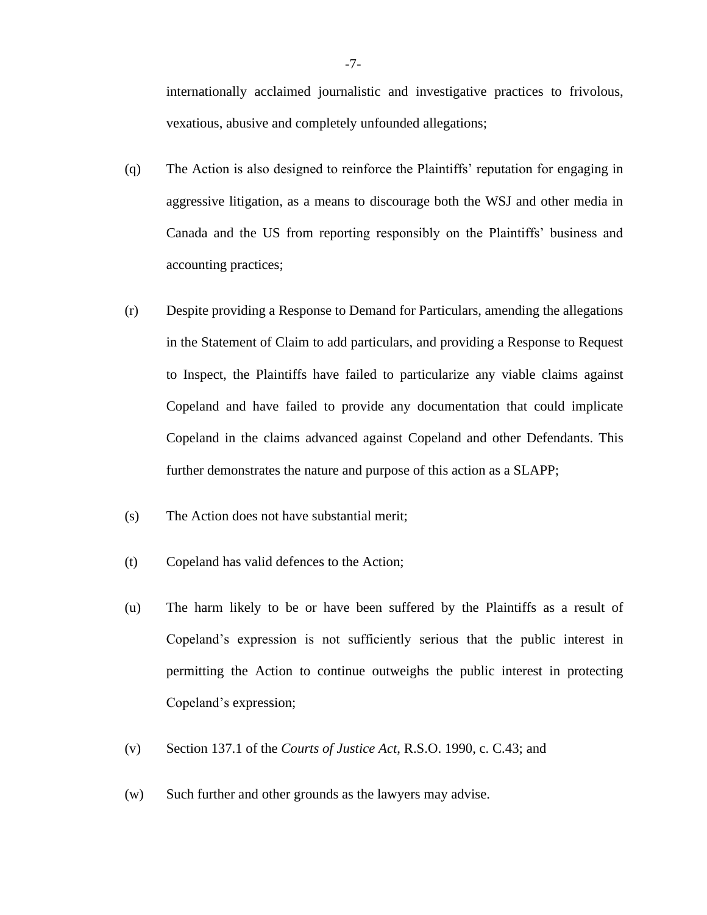internationally acclaimed journalistic and investigative practices to frivolous, vexatious, abusive and completely unfounded allegations;

(q) The Action is also designed to reinforce the Plaintiffs' reputation for engaging in aggressive litigation, as a means to discourage both the WSJ and other media in Canada and the US from reporting responsibly on the Plaintiffs' business and accounting practices;

(r) Despite providing a Response to Demand for Particulars, amending the allegations in the Statement of Claim to add particulars, and providing a Response to Request to Inspect, the Plaintiffs have failed to particularize any viable claims against Copeland and have failed to provide any documentation that could implicate Copeland in the claims advanced against Copeland and other Defendants. This further demonstrates the nature and purpose of this action as a SLAPP;

(s) The Action does not have substantial merit;

(t) Copeland has valid defences to the Action;

(u) The harm likely to be or have been suffered by the Plaintiffs as a result of Copeland's expression is not sufficiently serious that the public interest in permitting the Action to continue outweighs the public interest in protecting Copeland's expression;

(v) Section 137.1 of the *Courts of Justice Act*, R.S.O. 1990, c. C.43; and

(w) Such further and other grounds as the lawyers may advise.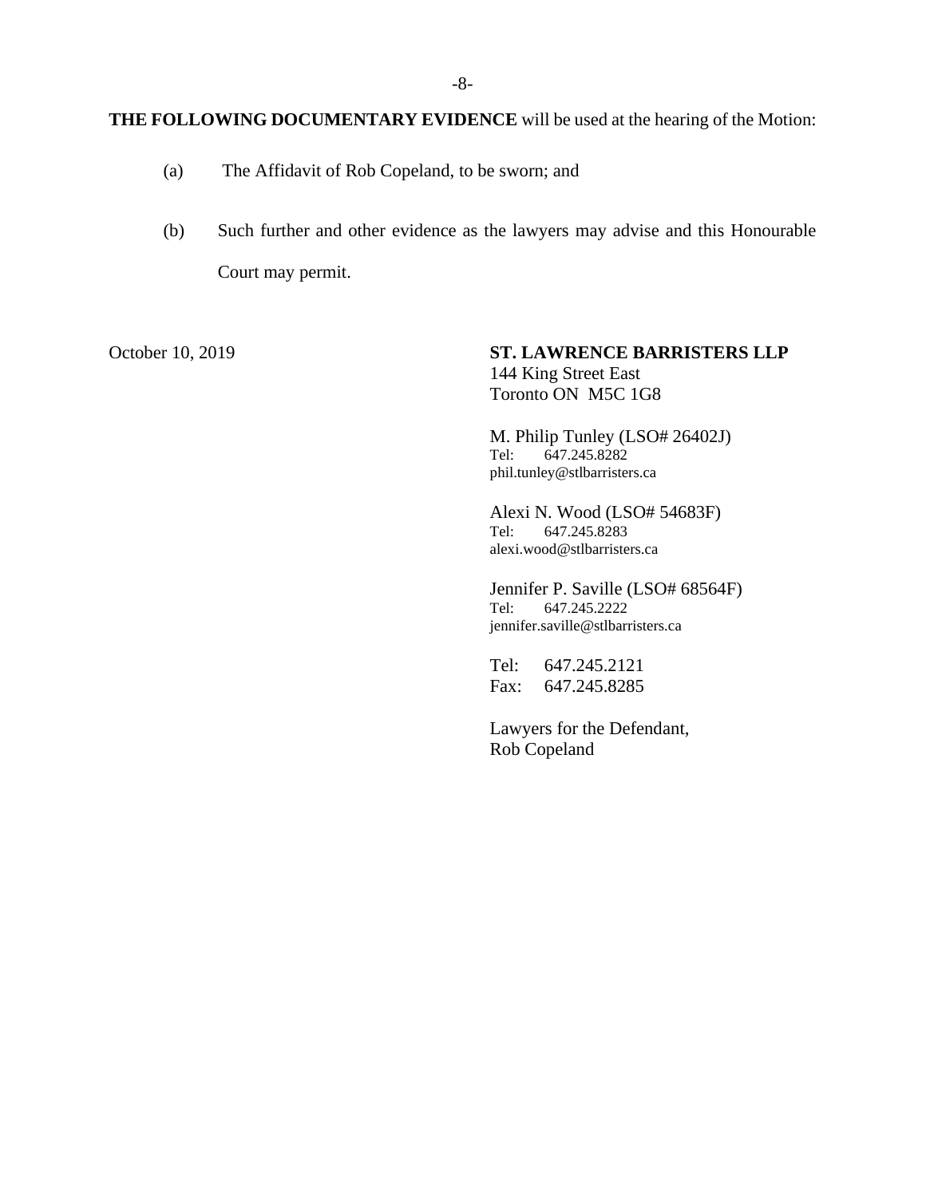**THE FOLLOWING DOCUMENTARY EVIDENCE** will be used at the hearing of the Motion:

(a) The Affidavit of Rob Copeland, to be sworn; and

(b) Such further and other evidence as the lawyers may advise and this Honourable Court may permit.

October 10, 2019

**ST. LAWRENCE BARRISTERS LLP**
144 King Street East
Toronto ON M5C 1G8

M. Philip Tunley (LSO# 26402J)
Tel: 647.245.8282
phil.tunley@stlbarristers.ca

Alexi N. Wood (LSO# 54683F)
Tel: 647.245.8283
alexi.wood@stlbarristers.ca

Jennifer P. Saville (LSO# 68564F)
Tel: 647.245.2222
jennifer.saville@stlbarristers.ca

Tel: 647.245.2121
Fax: 647.245.8285

Lawyers for the Defendant,
Rob Copeland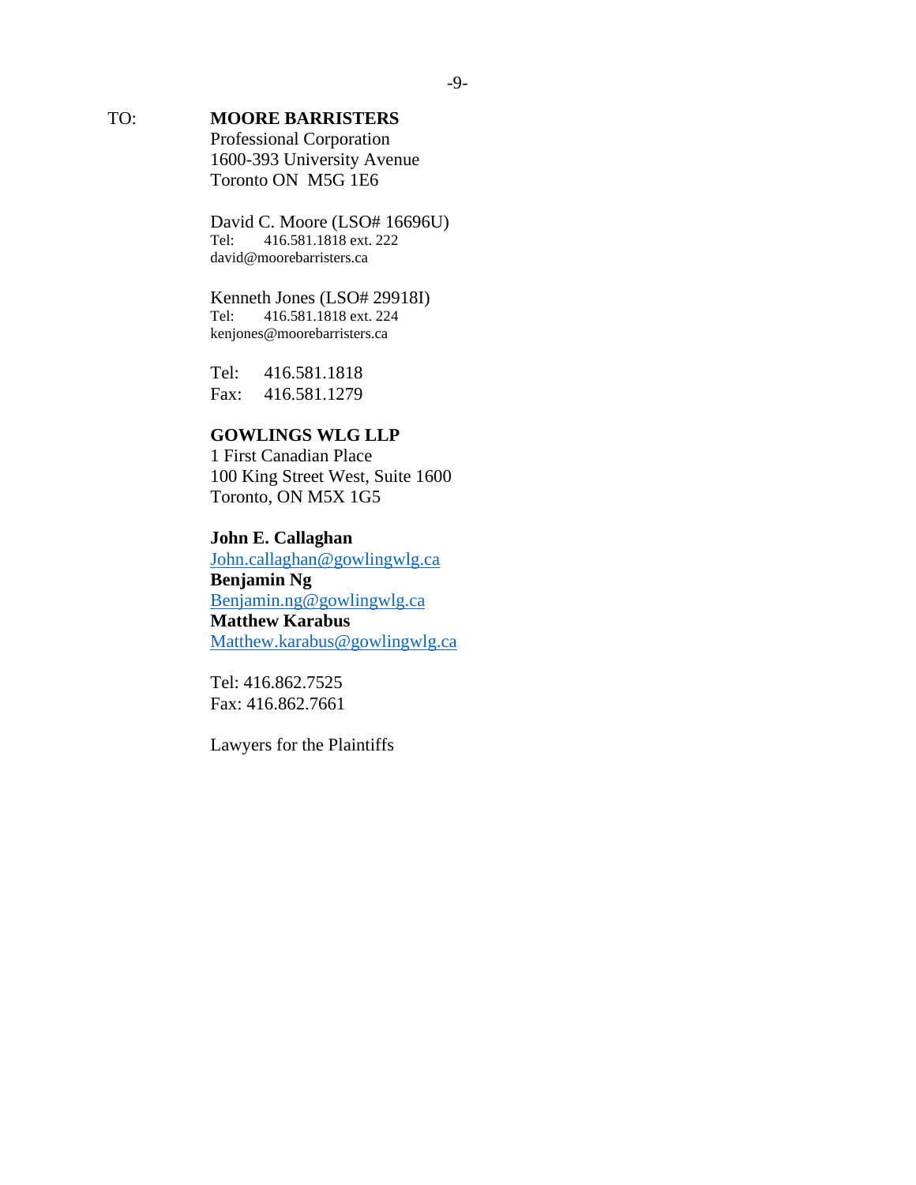TO: **MOORE BARRISTERS**
Professional Corporation
1600-393 University Avenue
Toronto ON M5G 1E6

David C. Moore (LSO# 16696U)
Tel: 416.581.1818 ext. 222
david@moorebarristers.ca

Kenneth Jones (LSO# 29918I)
Tel: 416.581.1818 ext. 224
kenjones@moorebarristers.ca

Tel: 416.581.1818
Fax: 416.581.1279

**GOWLINGS WLG LLP**
1 First Canadian Place
100 King Street West, Suite 1600
Toronto, ON M5X 1G5

**John E. Callaghan**
John.callaghan@gowlingwlg.ca
**Benjamin Ng**
Benjamin.ng@gowlingwlg.ca
**Matthew Karabus**
Matthew.karabus@gowlingwlg.ca

Tel: 416.862.7525
Fax: 416.862.7661

Lawyers for the Plaintiffs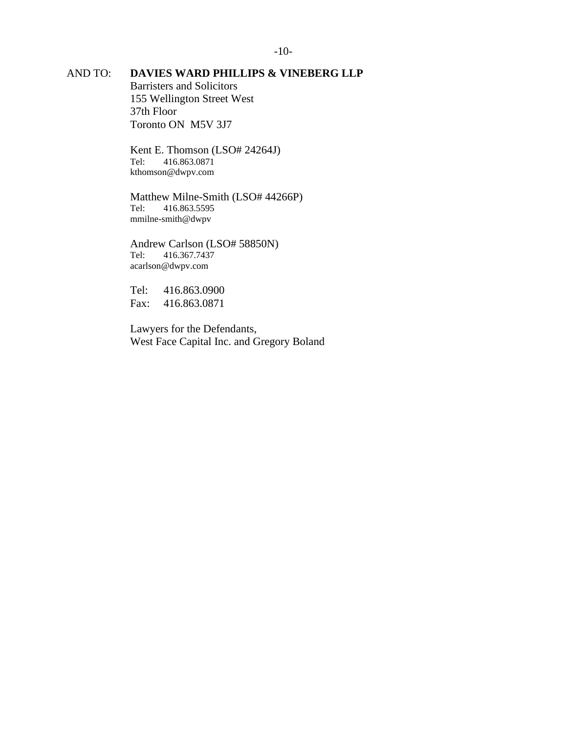AND TO: **DAVIES WARD PHILLIPS & VINEBERG LLP**
Barristers and Solicitors
155 Wellington Street West
37th Floor
Toronto ON  M5V 3J7

Kent E. Thomson (LSO# 24264J)
Tel: 416.863.0871
kthomson@dwpv.com

Matthew Milne-Smith (LSO# 44266P)
Tel: 416.863.5595
mmilne-smith@dwpv

Andrew Carlson (LSO# 58850N)
Tel: 416.367.7437
acarlson@dwpv.com

Tel: 416.863.0900
Fax: 416.863.0871

Lawyers for the Defendants,
West Face Capital Inc. and Gregory Boland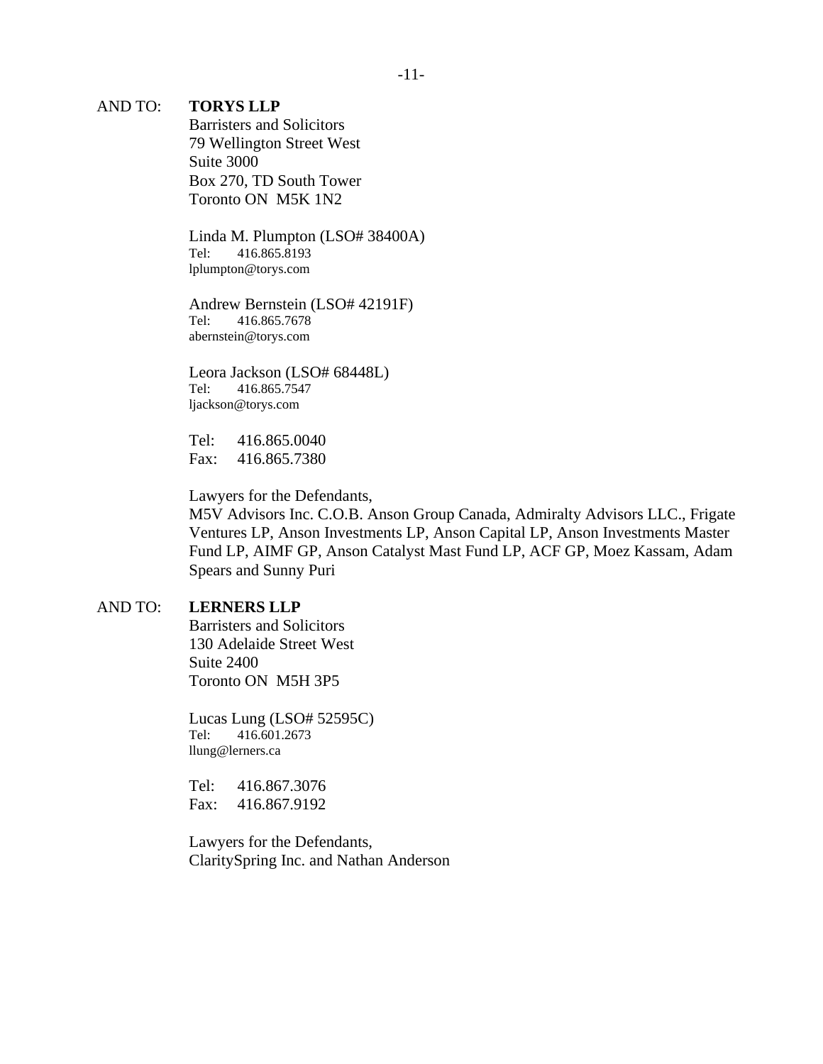AND TO: **TORYS LLP**
Barristers and Solicitors
79 Wellington Street West
Suite 3000
Box 270, TD South Tower
Toronto ON M5K 1N2

Linda M. Plumpton (LSO# 38400A)
Tel: 416.865.8193
lplumpton@torys.com

Andrew Bernstein (LSO# 42191F)
Tel: 416.865.7678
abernstein@torys.com

Leora Jackson (LSO# 68448L)
Tel: 416.865.7547
ljackson@torys.com

Tel: 416.865.0040
Fax: 416.865.7380

Lawyers for the Defendants,
M5V Advisors Inc. C.O.B. Anson Group Canada, Admiralty Advisors LLC., Frigate Ventures LP, Anson Investments LP, Anson Capital LP, Anson Investments Master Fund LP, AIMF GP, Anson Catalyst Mast Fund LP, ACF GP, Moez Kassam, Adam Spears and Sunny Puri

AND TO: **LERNERS LLP**
Barristers and Solicitors
130 Adelaide Street West
Suite 2400
Toronto ON M5H 3P5

Lucas Lung (LSO# 52595C)
Tel: 416.601.2673
llung@lerners.ca

Tel: 416.867.3076
Fax: 416.867.9192

Lawyers for the Defendants,
ClaritySpring Inc. and Nathan Anderson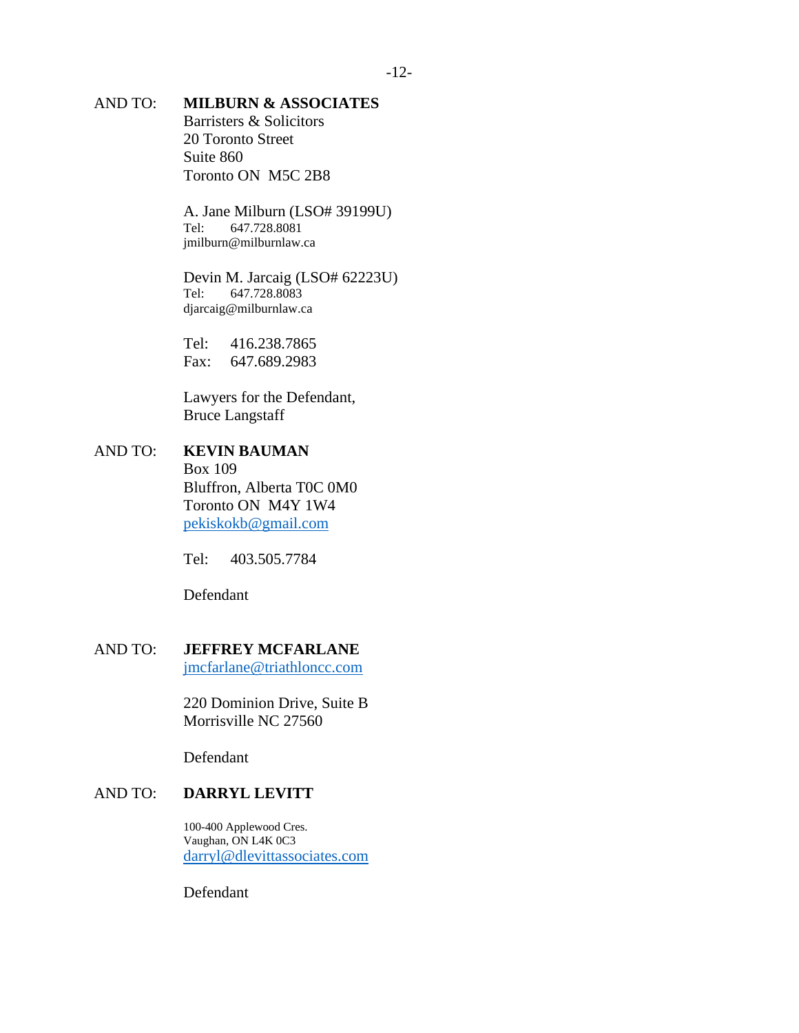AND TO: **MILBURN & ASSOCIATES**
Barristers & Solicitors
20 Toronto Street
Suite 860
Toronto ON M5C 2B8

A. Jane Milburn (LSO# 39199U)
Tel: 647.728.8081
jmilburn@milburnlaw.ca

Devin M. Jarcaig (LSO# 62223U)
Tel: 647.728.8083
djarcaig@milburnlaw.ca

Tel: 416.238.7865
Fax: 647.689.2983

Lawyers for the Defendant,
Bruce Langstaff

AND TO: **KEVIN BAUMAN**
Box 109
Bluffron, Alberta T0C 0M0
Toronto ON M4Y 1W4
pekiskokb@gmail.com

Tel: 403.505.7784

Defendant

AND TO: **JEFFREY MCFARLANE**
jmcfarlane@triathloncc.com

220 Dominion Drive, Suite B
Morrisville NC 27560

Defendant

AND TO: **DARRYL LEVITT**

100-400 Applewood Cres.
Vaughan, ON L4K 0C3
darryl@dlevittassociates.com

Defendant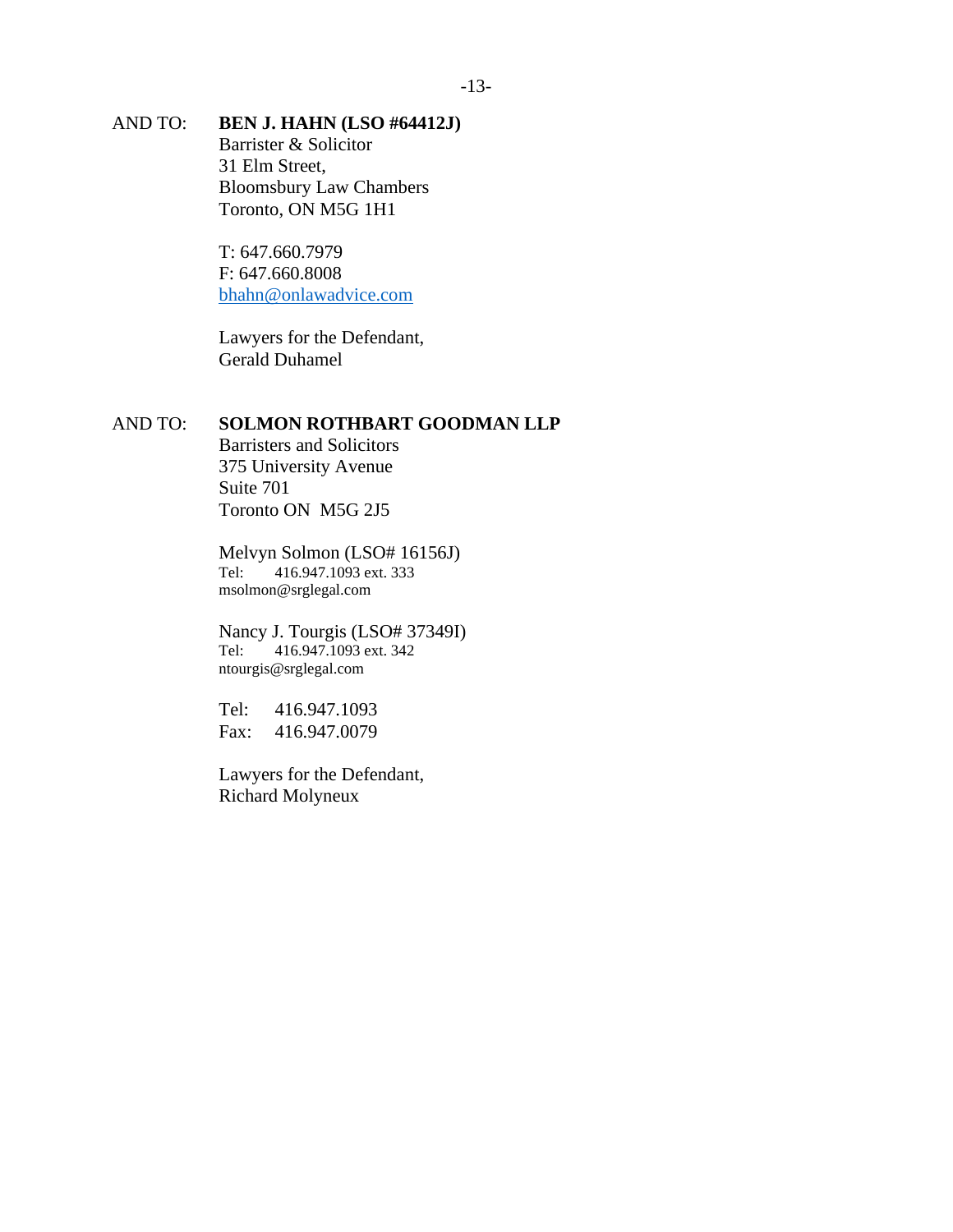AND TO: **BEN J. HAHN (LSO #64412J)**
Barrister & Solicitor
31 Elm Street,
Bloomsbury Law Chambers
Toronto, ON M5G 1H1

T: 647.660.7979
F: 647.660.8008
bhahn@onlawadvice.com

Lawyers for the Defendant,
Gerald Duhamel

AND TO: **SOLMON ROTHBART GOODMAN LLP**
Barristers and Solicitors
375 University Avenue
Suite 701
Toronto ON M5G 2J5

Melvyn Solmon (LSO# 16156J)
Tel: 416.947.1093 ext. 333
msolmon@srglegal.com

Nancy J. Tourgis (LSO# 37349I)
Tel: 416.947.1093 ext. 342
ntourgis@srglegal.com

Tel: 416.947.1093
Fax: 416.947.0079

Lawyers for the Defendant,
Richard Molyneux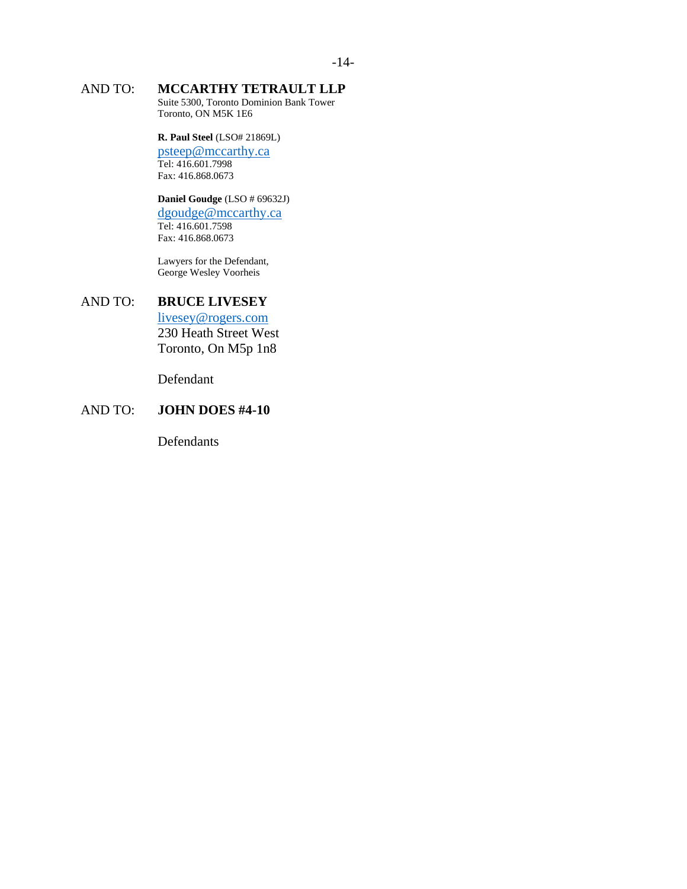AND TO: **MCCARTHY TETRAULT LLP**
Suite 5300, Toronto Dominion Bank Tower
Toronto, ON M5K 1E6

**R. Paul Steel** (LSO# 21869L)
psteep@mccarthy.ca
Tel: 416.601.7998
Fax: 416.868.0673

**Daniel Goudge** (LSO # 69632J)
dgoudge@mccarthy.ca
Tel: 416.601.7598
Fax: 416.868.0673

Lawyers for the Defendant,
George Wesley Voorheis

AND TO: **BRUCE LIVESEY**
livesey@rogers.com
230 Heath Street West
Toronto, On M5p 1n8

Defendant

AND TO: **JOHN DOES #4-10**

Defendants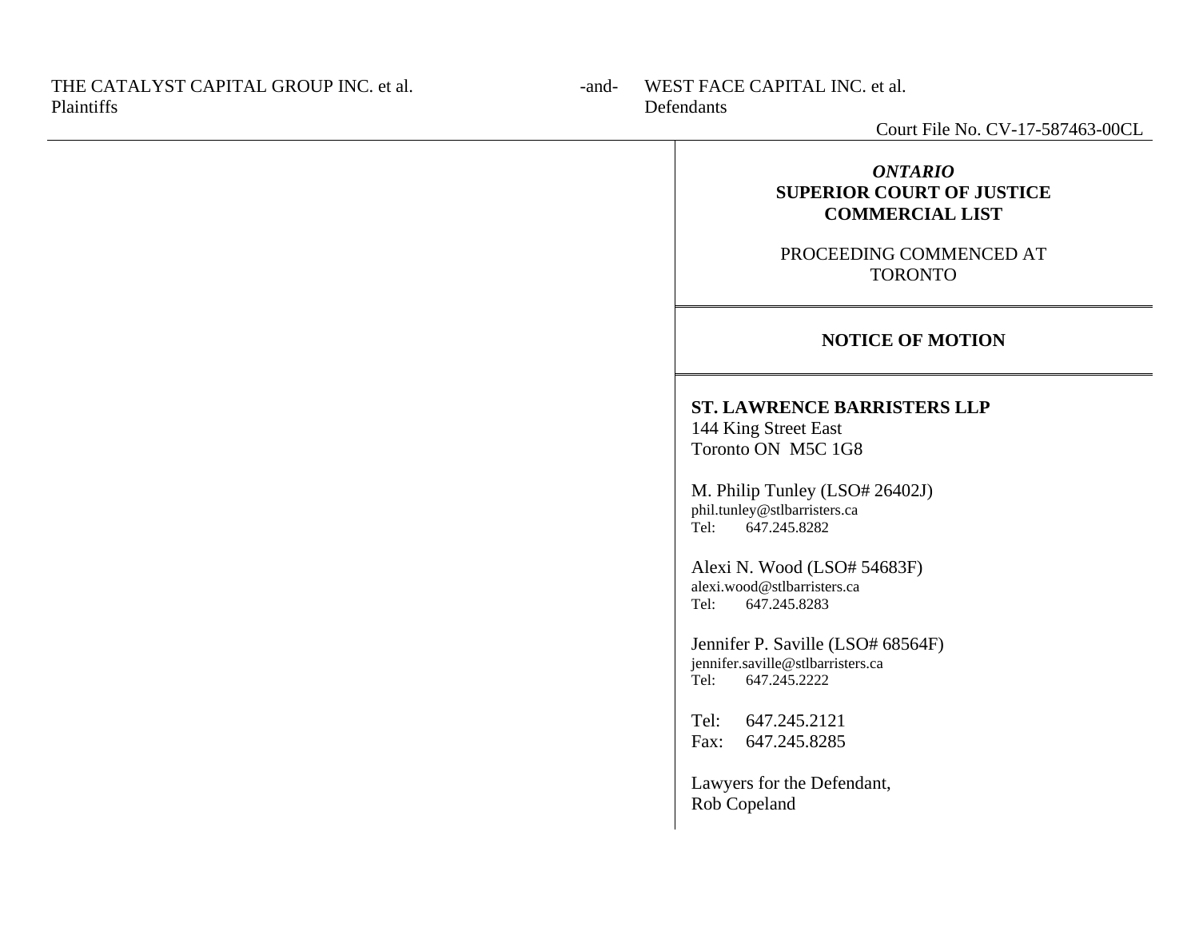THE CATALYST CAPITAL GROUP INC. et al.
Plaintiffs

-and-

WEST FACE CAPITAL INC. et al.
Defendants

Court File No. CV-17-587463-00CL

***ONTARIO***
**SUPERIOR COURT OF JUSTICE**
**COMMERCIAL LIST**

PROCEEDING COMMENCED AT
TORONTO

**NOTICE OF MOTION**

**ST. LAWRENCE BARRISTERS LLP**
144 King Street East
Toronto ON M5C 1G8

M. Philip Tunley (LSO# 26402J)
phil.tunley@stlbarristers.ca
Tel: 647.245.8282

Alexi N. Wood (LSO# 54683F)
alexi.wood@stlbarristers.ca
Tel: 647.245.8283

Jennifer P. Saville (LSO# 68564F)
jennifer.saville@stlbarristers.ca
Tel: 647.245.2222

Tel: 647.245.2121
Fax: 647.245.8285

Lawyers for the Defendant,
Rob Copeland